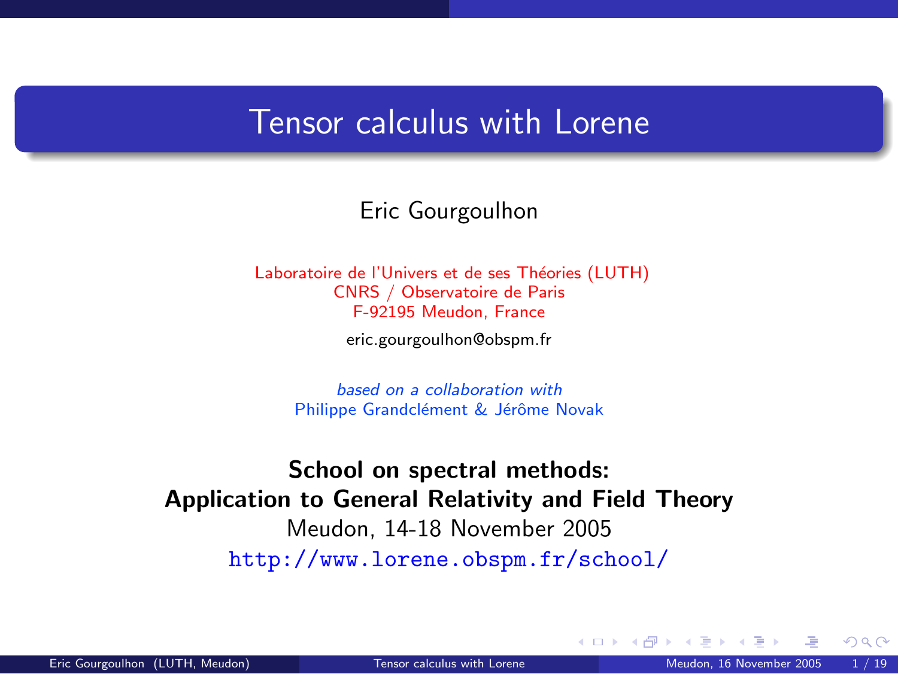# Tensor calculus with Lorene

Eric Gourgoulhon

Laboratoire de l'Univers et de ses Théories (LUTH)
CNRS / Observatoire de Paris
F-92195 Meudon, France

eric.gourgoulhon@obspm.fr

*based on a collaboration with*
Philippe Grandclément & Jérôme Novak

**School on spectral methods:**
**Application to General Relativity and Field Theory**
Meudon, 14-18 November 2005
http://www.lorene.obspm.fr/school/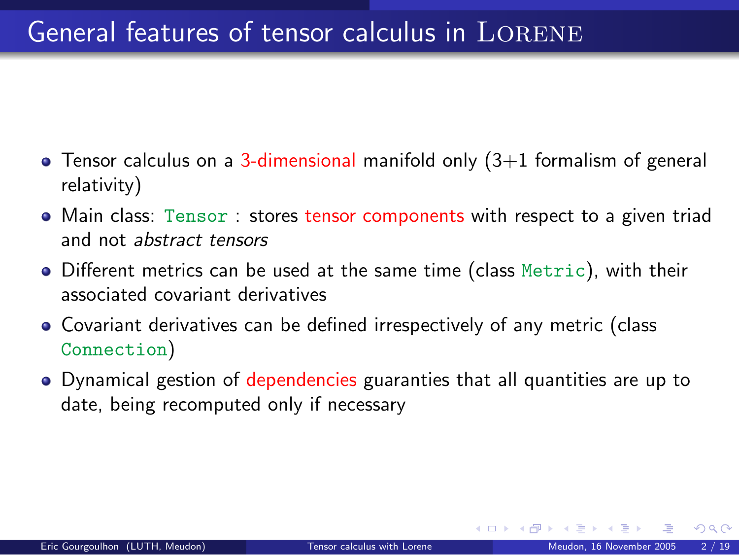# General features of tensor calculus in LORENE

- Tensor calculus on a 3-dimensional manifold only (3+1 formalism of general relativity)
- Main class: `Tensor` : stores tensor components with respect to a given triad and not *abstract tensors*
- Different metrics can be used at the same time (class `Metric`), with their associated covariant derivatives
- Covariant derivatives can be defined irrespectively of any metric (class `Connection`)
- Dynamical gestion of dependencies guaranties that all quantities are up to date, being recomputed only if necessary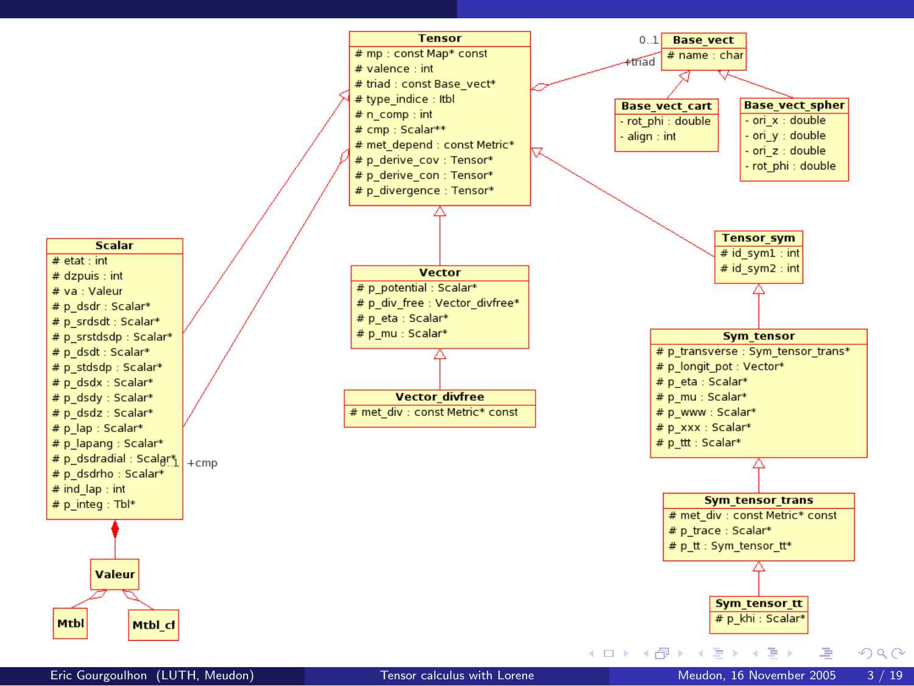**Tensor**
- # mp : const Map* const
- # valence : int
- # triad : const Base_vect*
- # type_indice : Itbl
- # n_comp : int
- # cmp : Scalar**
- # met_depend : const Metric*
- # p_derive_cov : Tensor*
- # p_derive_con : Tensor*
- # p_divergence : Tensor*

**Base_vect**
- # name : char

0..1 +triad

**Base_vect_cart**
- - rot_phi : double
- - align : int

**Base_vect_spher**
- - ori_x : double
- - ori_y : double
- - ori_z : double
- - rot_phi : double

**Scalar**
- # etat : int
- # dzpuis : int
- # va : Valeur
- # p_dsdr : Scalar*
- # p_srdsdt : Scalar*
- # p_srstdsdp : Scalar*
- # p_dsdt : Scalar*
- # p_stdsdp : Scalar*
- # p_dsdx : Scalar*
- # p_dsdy : Scalar*
- # p_dsdz : Scalar*
- # p_lap : Scalar*
- # p_lapang : Scalar*
- # p_dsdradial : Scalar*
- # p_dsdrho : Scalar*
- # ind_lap : int
- # p_integ : Tbl*

0..1 +cmp

**Vector**
- # p_potential : Scalar*
- # p_div_free : Vector_divfree*
- # p_eta : Scalar*
- # p_mu : Scalar*

**Vector_divfree**
- # met_div : const Metric* const

**Tensor_sym**
- # id_sym1 : int
- # id_sym2 : int

**Sym_tensor**
- # p_transverse : Sym_tensor_trans*
- # p_longit_pot : Vector*
- # p_eta : Scalar*
- # p_mu : Scalar*
- # p_www : Scalar*
- # p_xxx : Scalar*
- # p_ttt : Scalar*

**Sym_tensor_trans**
- # met_div : const Metric* const
- # p_trace : Scalar*
- # p_tt : Sym_tensor_tt*

**Sym_tensor_tt**
- # p_khi : Scalar*

**Valeur**

**Mtbl**

**Mtbl_cf**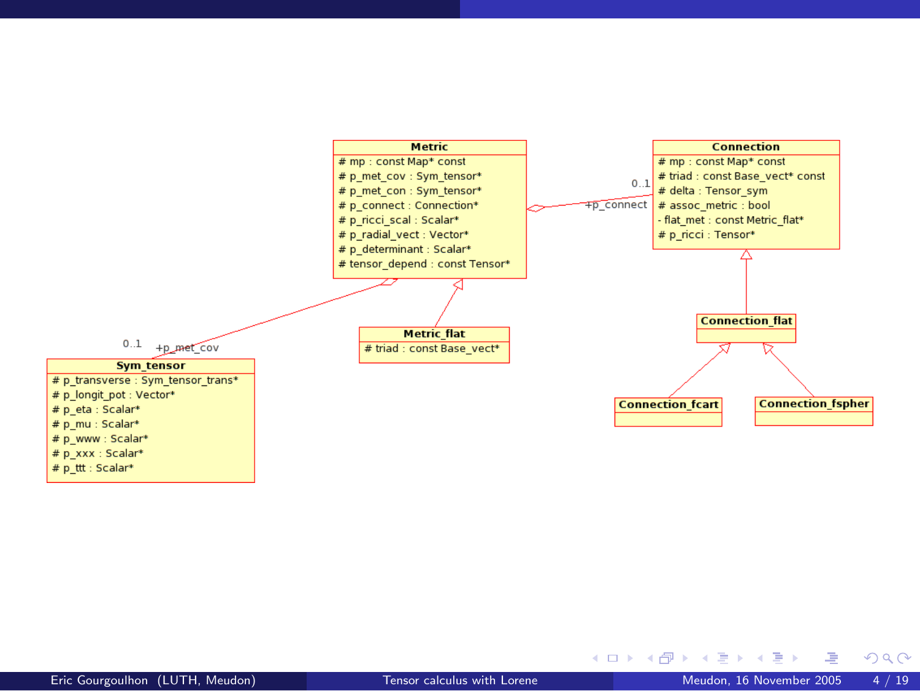**Metric**
- # mp : const Map* const
- # p_met_cov : Sym_tensor*
- # p_met_con : Sym_tensor*
- # p_connect : Connection*
- # p_ricci_scal : Scalar*
- # p_radial_vect : Vector*
- # p_determinant : Scalar*
- # tensor_depend : const Tensor*

**Connection**
- # mp : const Map* const
- # triad : const Base_vect* const
- # delta : Tensor_sym
- # assoc_metric : bool
- - flat_met : const Metric_flat*
- # p_ricci : Tensor*

0..1 +p_connect

**Metric_flat**
- # triad : const Base_vect*

**Connection_flat**

**Connection_fcart**

**Connection_fspher**

0..1 +p_met_cov

**Sym_tensor**
- # p_transverse : Sym_tensor_trans*
- # p_longit_pot : Vector*
- # p_eta : Scalar*
- # p_mu : Scalar*
- # p_www : Scalar*
- # p_xxx : Scalar*
- # p_ttt : Scalar*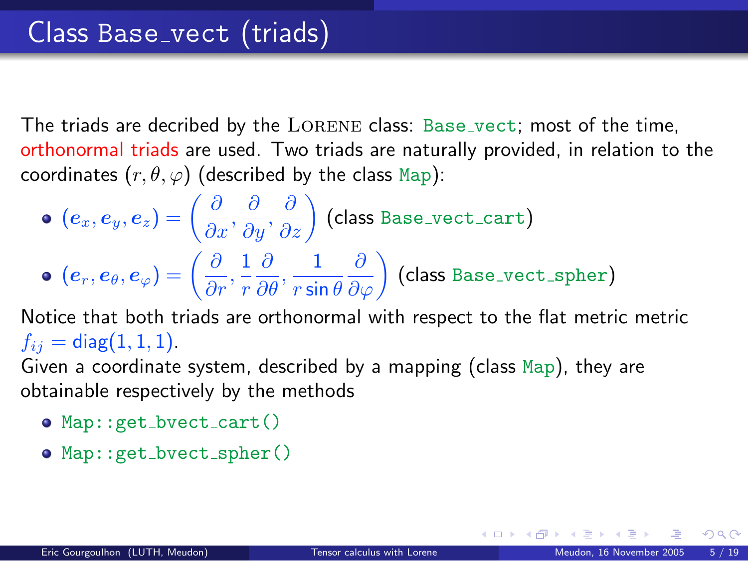# Class Base_vect (triads)

The triads are decribed by the LORENE class: Base_vect; most of the time, orthonormal triads are used. Two triads are naturally provided, in relation to the coordinates $(r, \theta, \varphi)$ (described by the class Map):

- $(\boldsymbol{e}_x, \boldsymbol{e}_y, \boldsymbol{e}_z) = \left( \frac{\partial}{\partial x}, \frac{\partial}{\partial y}, \frac{\partial}{\partial z} \right)$ (class Base_vect_cart)
- $(\boldsymbol{e}_r, \boldsymbol{e}_\theta, \boldsymbol{e}_\varphi) = \left( \frac{\partial}{\partial r}, \frac{1}{r} \frac{\partial}{\partial \theta}, \frac{1}{r \sin\theta} \frac{\partial}{\partial \varphi} \right)$ (class Base_vect_spher)

Notice that both triads are orthonormal with respect to the flat metric metric $f_{ij} = \mathrm{diag}(1, 1, 1)$.

Given a coordinate system, described by a mapping (class Map), they are obtainable respectively by the methods

- `Map::get_bvect_cart()`
- `Map::get_bvect_spher()`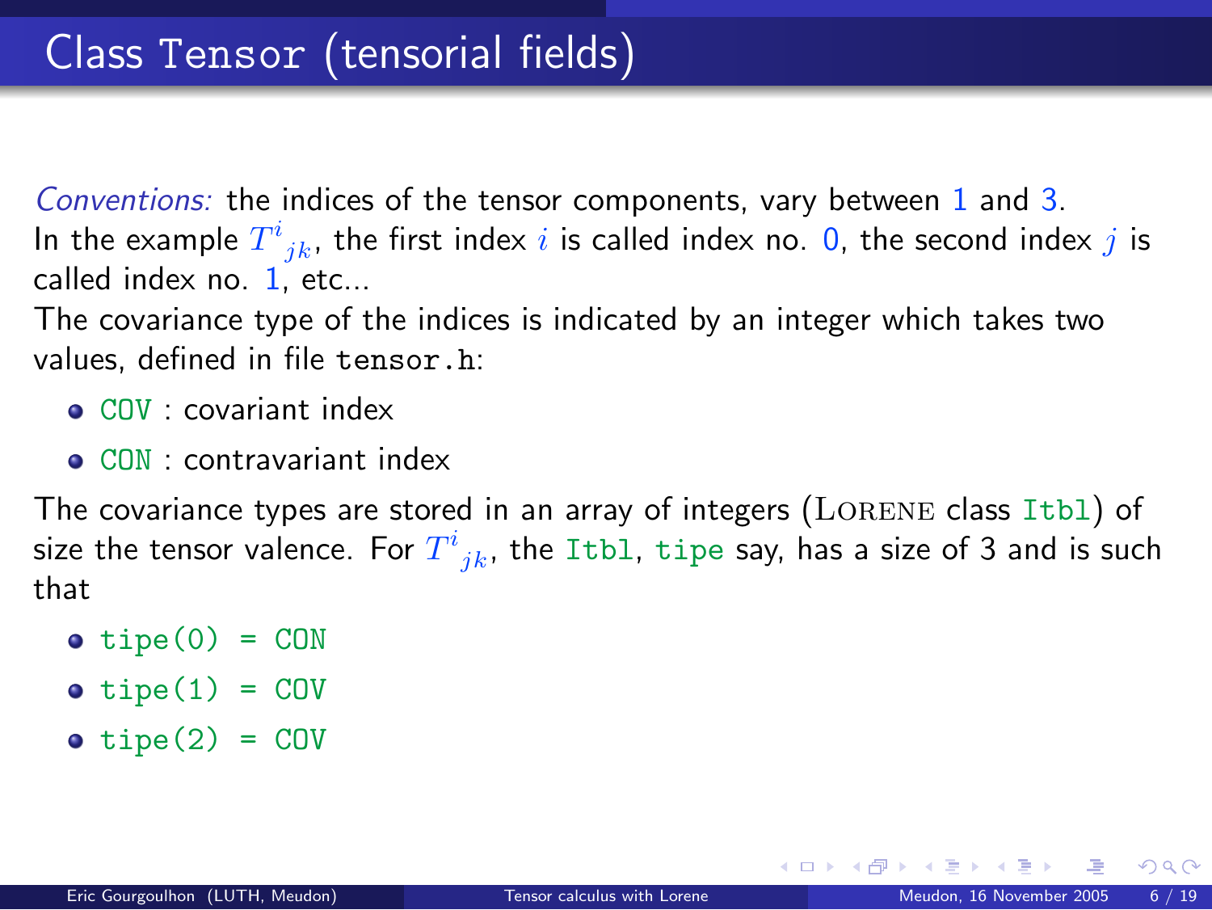# Class `Tensor` (tensorial fields)

*Conventions:* the indices of the tensor components, vary between $1$ and $3$.
In the example $T^{i}{}_{jk}$, the first index $i$ is called index no. $0$, the second index $j$ is called index no. $1$, etc...
The covariance type of the indices is indicated by an integer which takes two values, defined in file `tensor.h`:

- `COV` : covariant index
- `CON` : contravariant index

The covariance types are stored in an array of integers (LORENE class `Itbl`) of size the tensor valence. For $T^{i}{}_{jk}$, the `Itbl`, `tipe` say, has a size of 3 and is such that

- `tipe(0) = CON`
- `tipe(1) = COV`
- `tipe(2) = COV`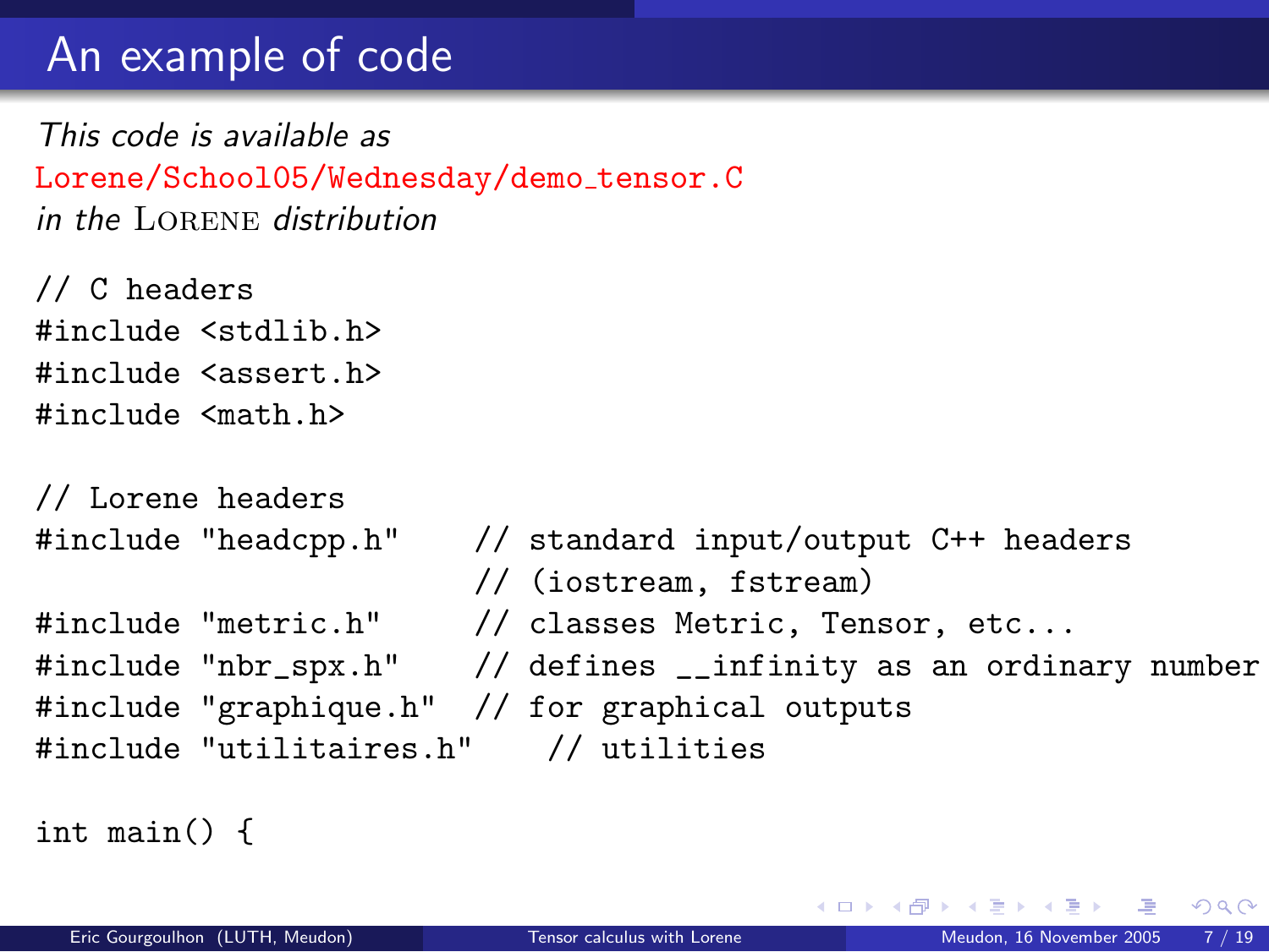# An example of code

*This code is available as*
Lorene/School05/Wednesday/demo_tensor.C
*in the* LORENE *distribution*

```
// C headers
#include <stdlib.h>
#include <assert.h>
#include <math.h>

// Lorene headers
#include "headcpp.h"    // standard input/output C++ headers
                        // (iostream, fstream)
#include "metric.h"     // classes Metric, Tensor, etc...
#include "nbr_spx.h"    // defines __infinity as an ordinary number
#include "graphique.h"  // for graphical outputs
#include "utilitaires.h"    // utilities

int main() {
```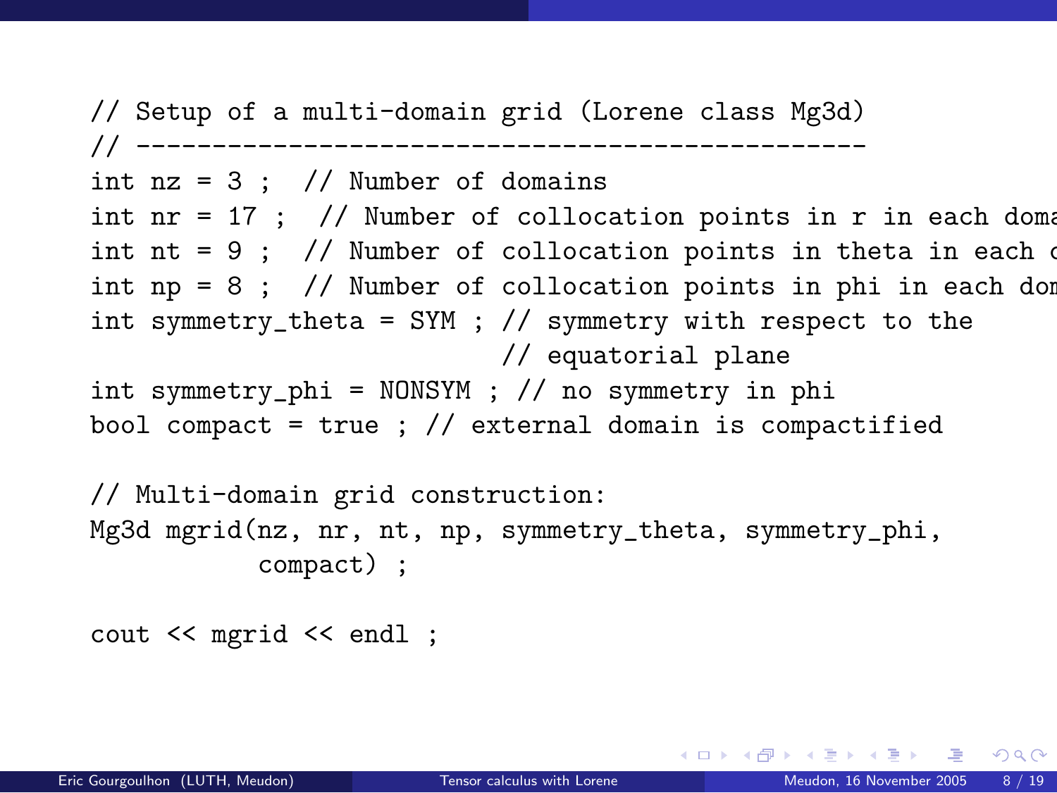```
// Setup of a multi-domain grid (Lorene class Mg3d)
// -----------------------------------------------
int nz = 3 ;  // Number of domains
int nr = 17 ;  // Number of collocation points in r in each doma
int nt = 9 ;  // Number of collocation points in theta in each c
int np = 8 ;  // Number of collocation points in phi in each dom
int symmetry_theta = SYM ; // symmetry with respect to the
                           // equatorial plane
int symmetry_phi = NONSYM ; // no symmetry in phi
bool compact = true ; // external domain is compactified

// Multi-domain grid construction:
Mg3d mgrid(nz, nr, nt, np, symmetry_theta, symmetry_phi,
           compact) ;

cout << mgrid << endl ;
```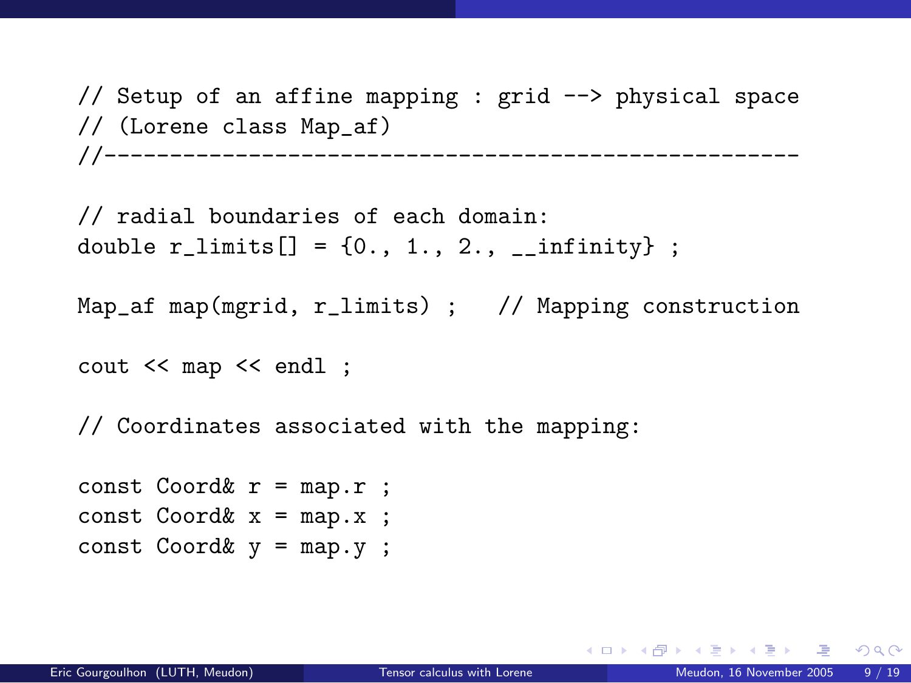```
// Setup of an affine mapping : grid --> physical space
// (Lorene class Map_af)
//--------------------------------------------------------

// radial boundaries of each domain:
double r_limits[] = {0., 1., 2., __infinity} ;

Map_af map(mgrid, r_limits) ;   // Mapping construction

cout << map << endl ;

// Coordinates associated with the mapping:

const Coord& r = map.r ;
const Coord& x = map.x ;
const Coord& y = map.y ;
```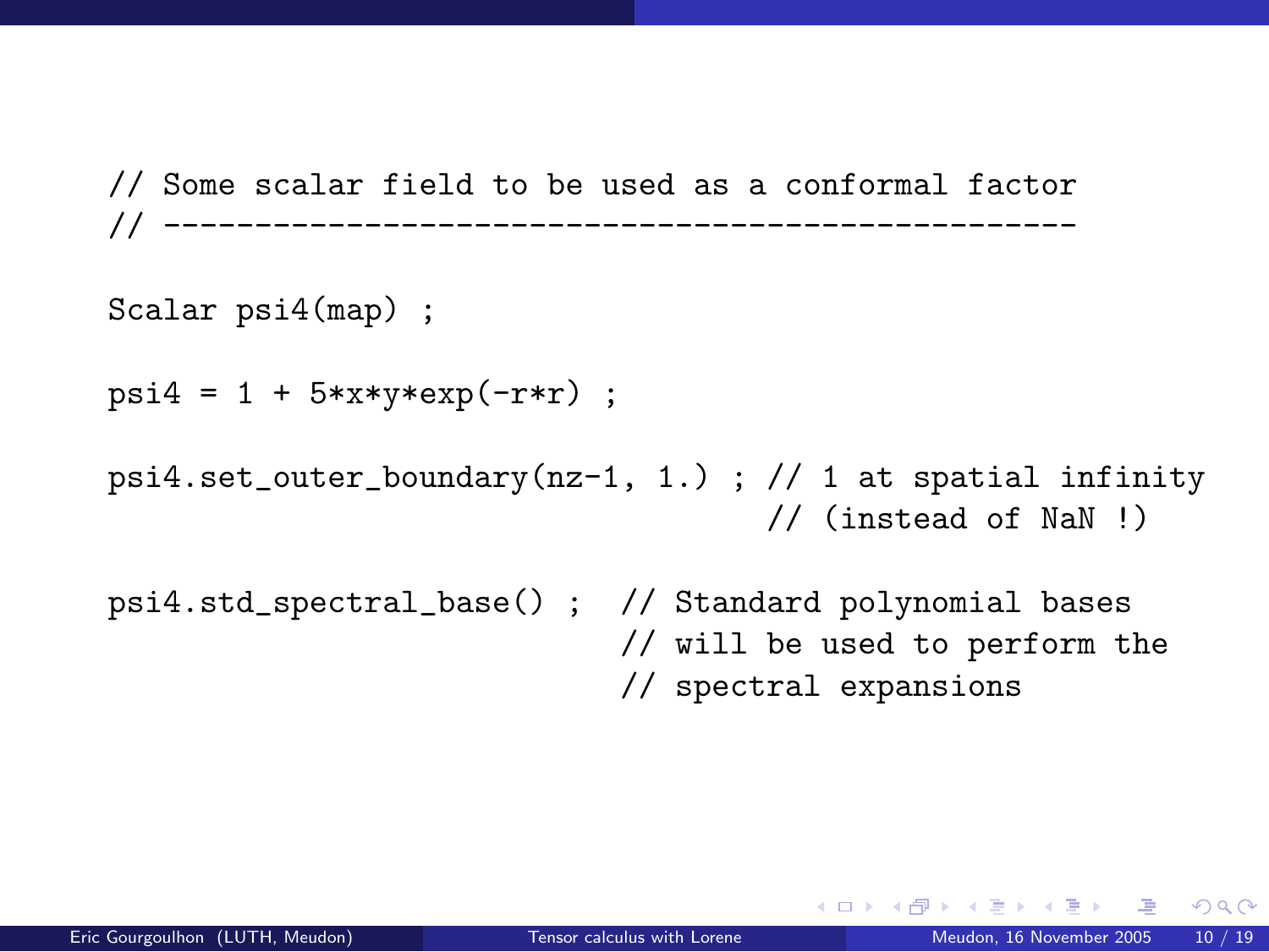```
// Some scalar field to be used as a conformal factor
// ---------------------------------------------------

Scalar psi4(map) ;

psi4 = 1 + 5*x*y*exp(-r*r) ;

psi4.set_outer_boundary(nz-1, 1.) ; // 1 at spatial infinity
                                    // (instead of NaN !)

psi4.std_spectral_base() ;  // Standard polynomial bases
                            // will be used to perform the
                            // spectral expansions
```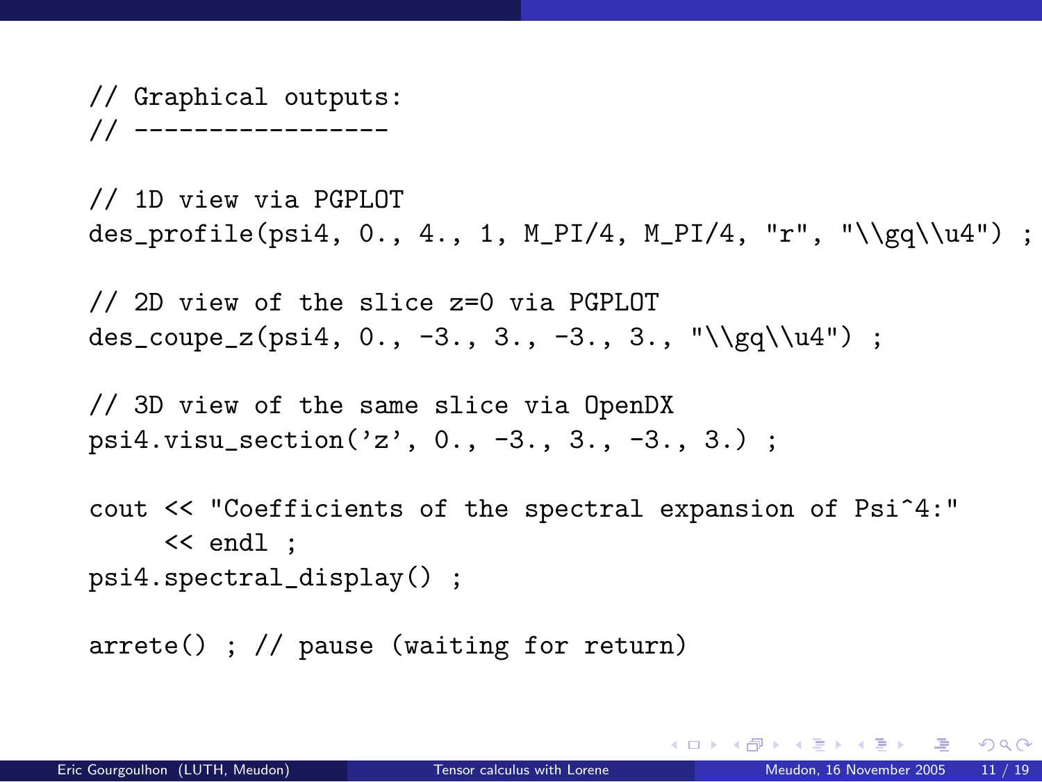```
// Graphical outputs:
// -----------------

// 1D view via PGPLOT
des_profile(psi4, 0., 4., 1, M_PI/4, M_PI/4, "r", "\\gq\\u4") ;

// 2D view of the slice z=0 via PGPLOT
des_coupe_z(psi4, 0., -3., 3., -3., 3., "\\gq\\u4") ;

// 3D view of the same slice via OpenDX
psi4.visu_section('z', 0., -3., 3., -3., 3.) ;

cout << "Coefficients of the spectral expansion of Psi^4:"
     << endl ;
psi4.spectral_display() ;

arrete() ; // pause (waiting for return)
```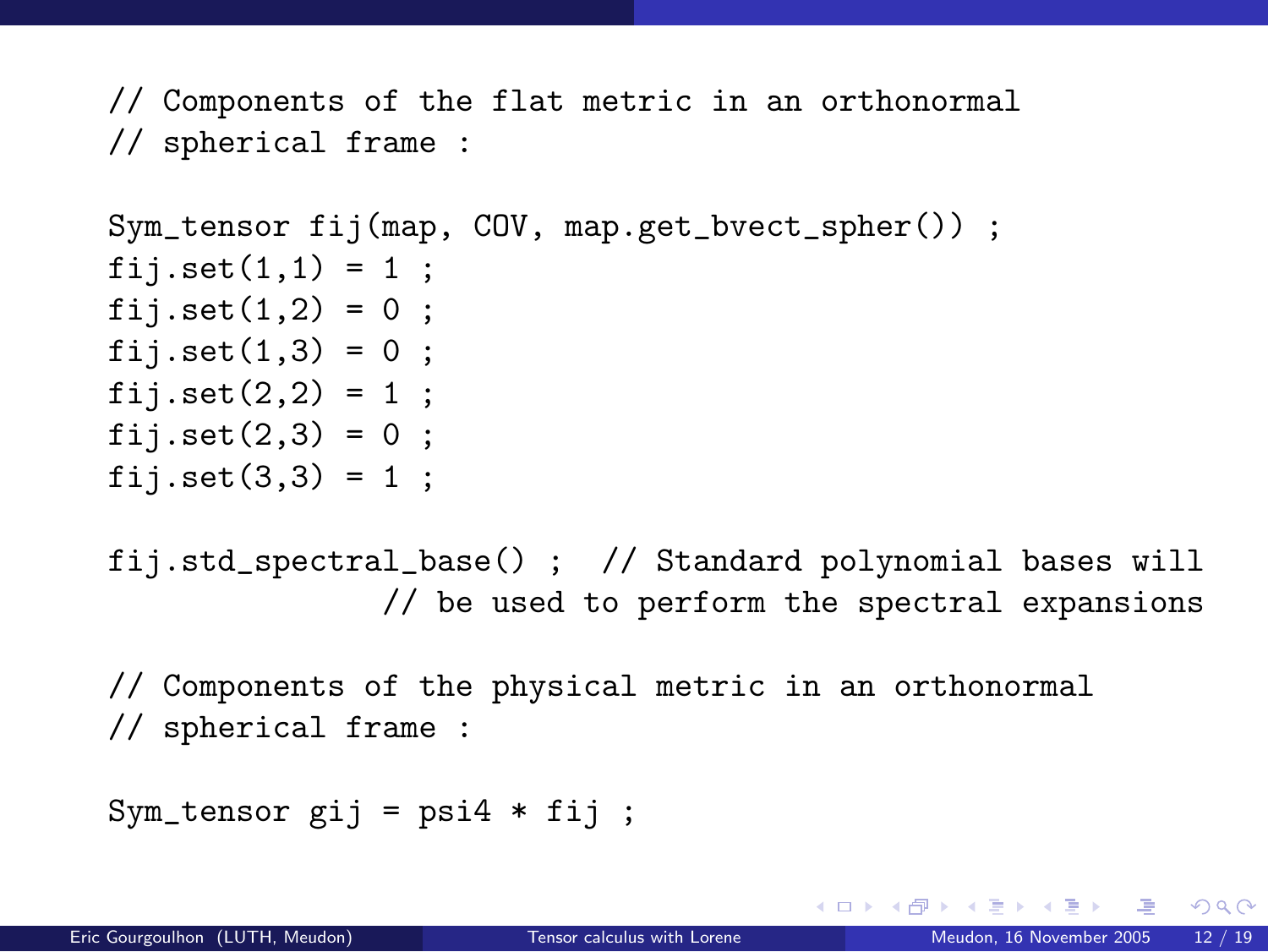```
// Components of the flat metric in an orthonormal
// spherical frame :

Sym_tensor fij(map, COV, map.get_bvect_spher()) ;
fij.set(1,1) = 1 ;
fij.set(1,2) = 0 ;
fij.set(1,3) = 0 ;
fij.set(2,2) = 1 ;
fij.set(2,3) = 0 ;
fij.set(3,3) = 1 ;

fij.std_spectral_base() ;  // Standard polynomial bases will
               // be used to perform the spectral expansions

// Components of the physical metric in an orthonormal
// spherical frame :

Sym_tensor gij = psi4 * fij ;
```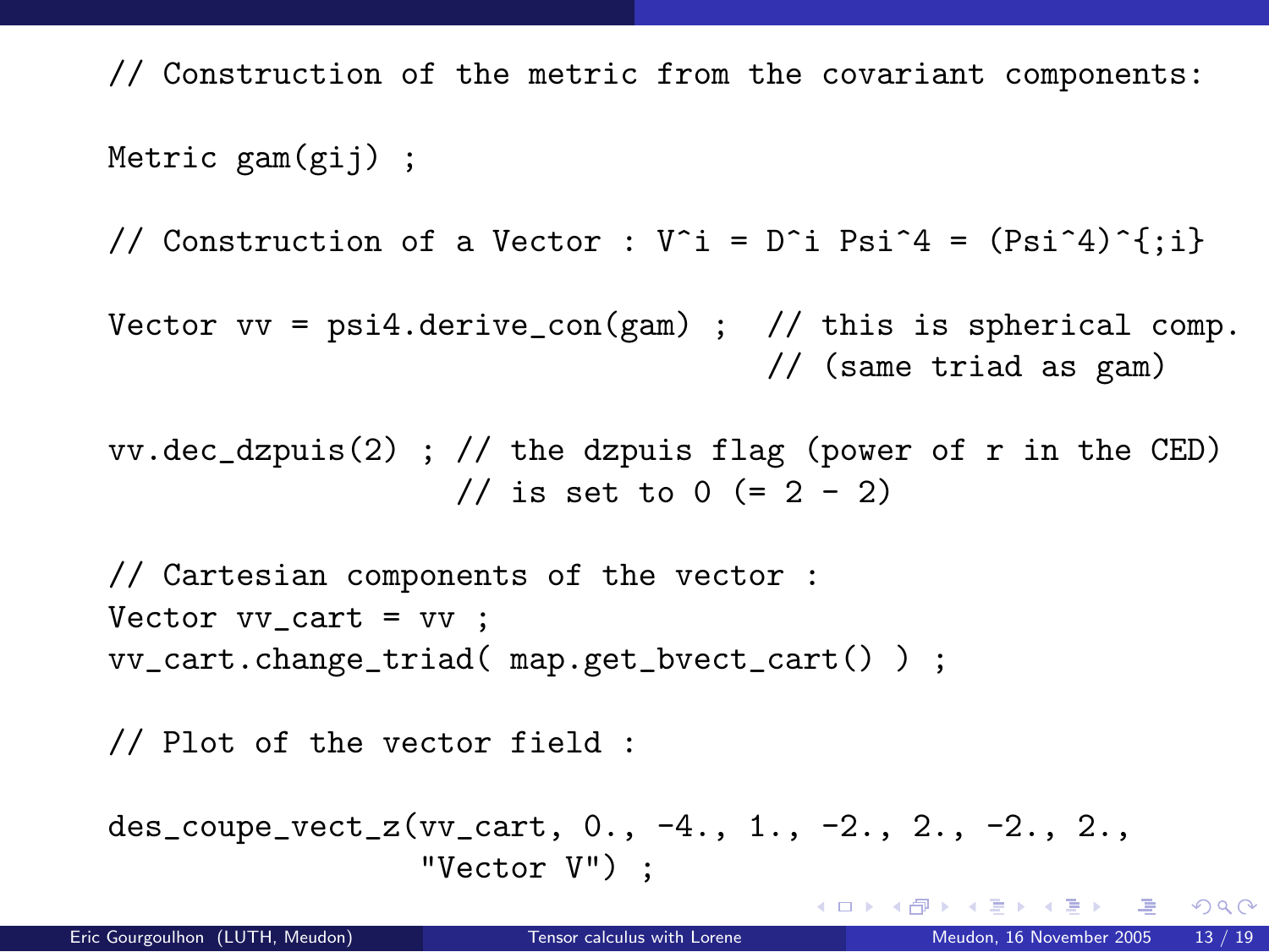```
// Construction of the metric from the covariant components:

Metric gam(gij) ;

// Construction of a Vector : V^i = D^i Psi^4 = (Psi^4)^{;i}

Vector vv = psi4.derive_con(gam) ;  // this is spherical comp.
                                    // (same triad as gam)

vv.dec_dzpuis(2) ; // the dzpuis flag (power of r in the CED)
                   // is set to 0 (= 2 - 2)

// Cartesian components of the vector :
Vector vv_cart = vv ;
vv_cart.change_triad( map.get_bvect_cart() ) ;

// Plot of the vector field :

des_coupe_vect_z(vv_cart, 0., -4., 1., -2., 2., -2., 2.,
                 "Vector V") ;
```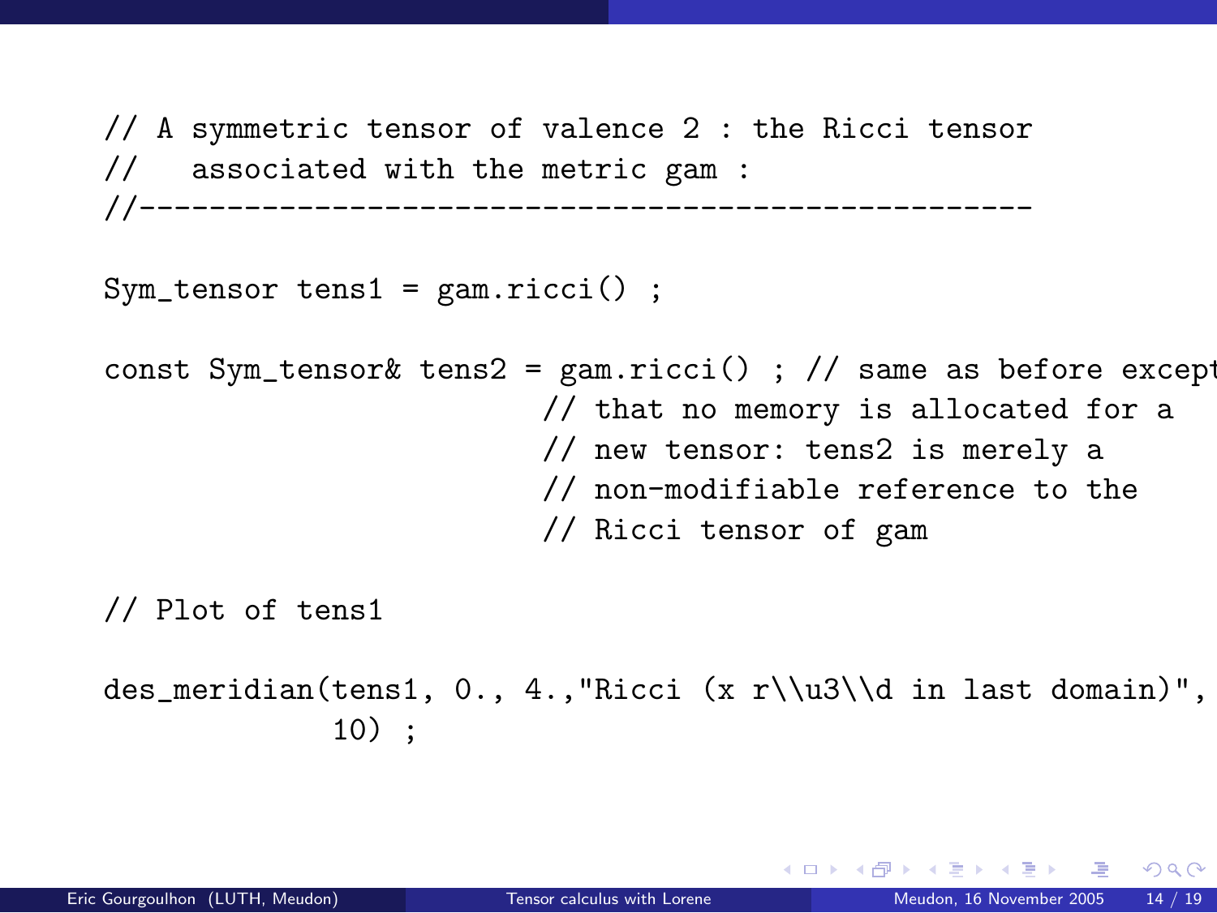```
// A symmetric tensor of valence 2 : the Ricci tensor
//   associated with the metric gam :
//-----------------------------------------------------

Sym_tensor tens1 = gam.ricci() ;

const Sym_tensor& tens2 = gam.ricci() ; // same as before except
                          // that no memory is allocated for a
                          // new tensor: tens2 is merely a
                          // non-modifiable reference to the
                          // Ricci tensor of gam

// Plot of tens1

des_meridian(tens1, 0., 4.,"Ricci (x r\\u3\\d in last domain)",
             10) ;
```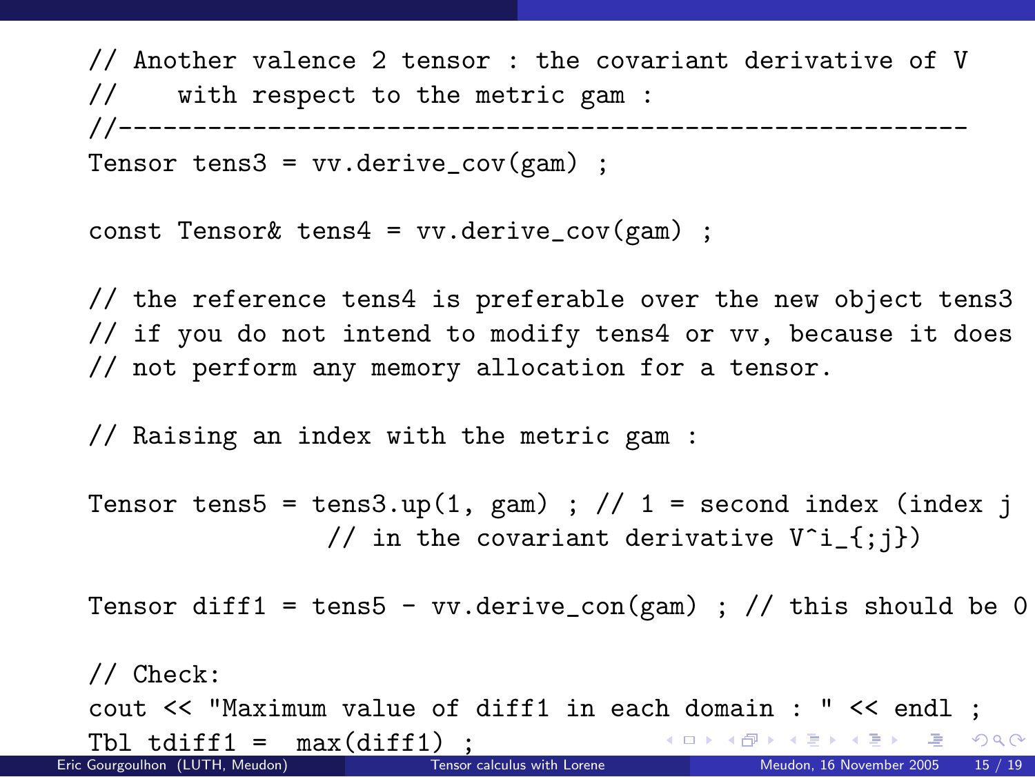```
// Another valence 2 tensor : the covariant derivative of V
//    with respect to the metric gam :
//---------------------------------------------------------
Tensor tens3 = vv.derive_cov(gam) ;

const Tensor& tens4 = vv.derive_cov(gam) ;

// the reference tens4 is preferable over the new object tens3
// if you do not intend to modify tens4 or vv, because it does
// not perform any memory allocation for a tensor.

// Raising an index with the metric gam :

Tensor tens5 = tens3.up(1, gam) ; // 1 = second index (index j
                // in the covariant derivative V^i_{;j})

Tensor diff1 = tens5 - vv.derive_con(gam) ; // this should be 0

// Check:
cout << "Maximum value of diff1 in each domain : " << endl ;
Tbl tdiff1 =  max(diff1) ;
```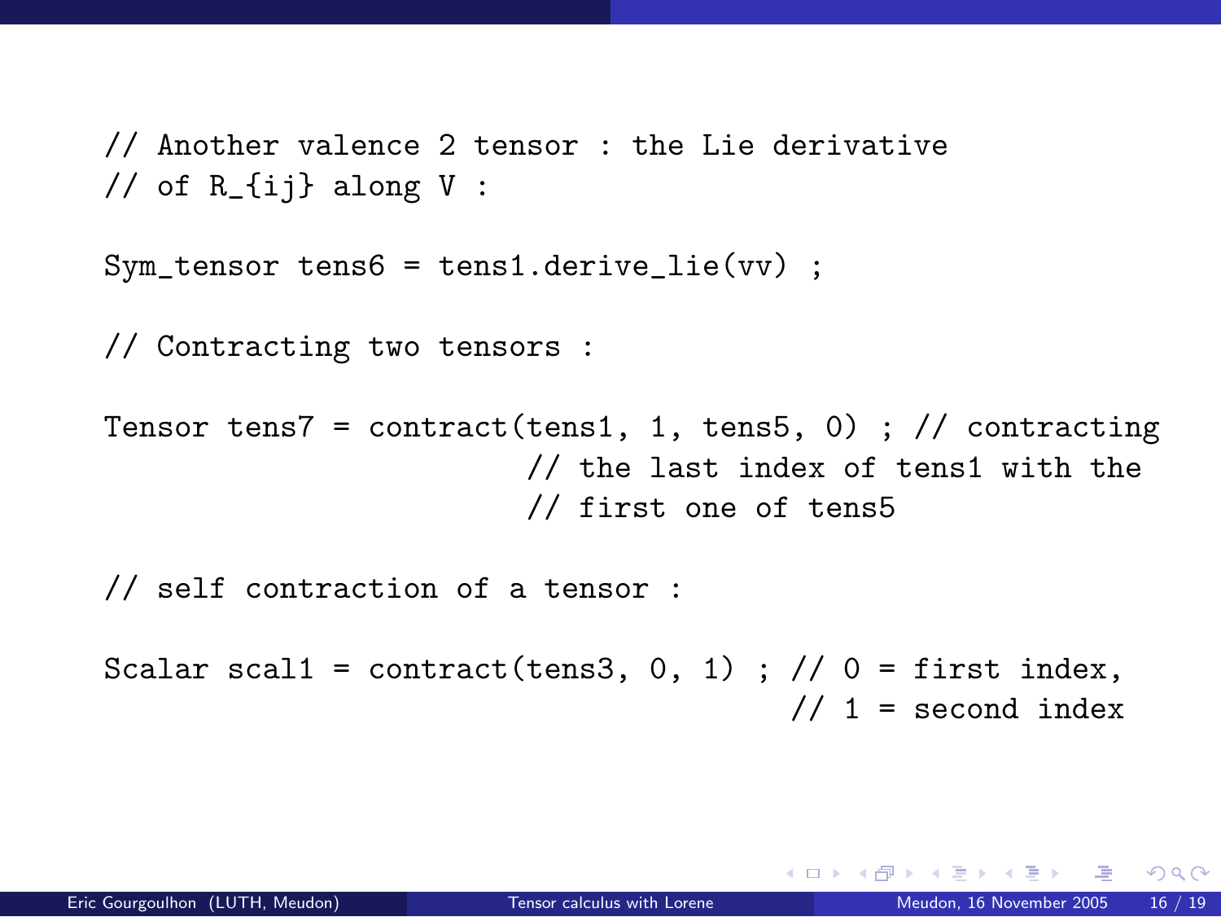```
// Another valence 2 tensor : the Lie derivative
// of R_{ij} along V :

Sym_tensor tens6 = tens1.derive_lie(vv) ;

// Contracting two tensors :

Tensor tens7 = contract(tens1, 1, tens5, 0) ; // contracting
                        // the last index of tens1 with the
                        // first one of tens5

// self contraction of a tensor :

Scalar scal1 = contract(tens3, 0, 1) ; // 0 = first index,
                                       // 1 = second index
```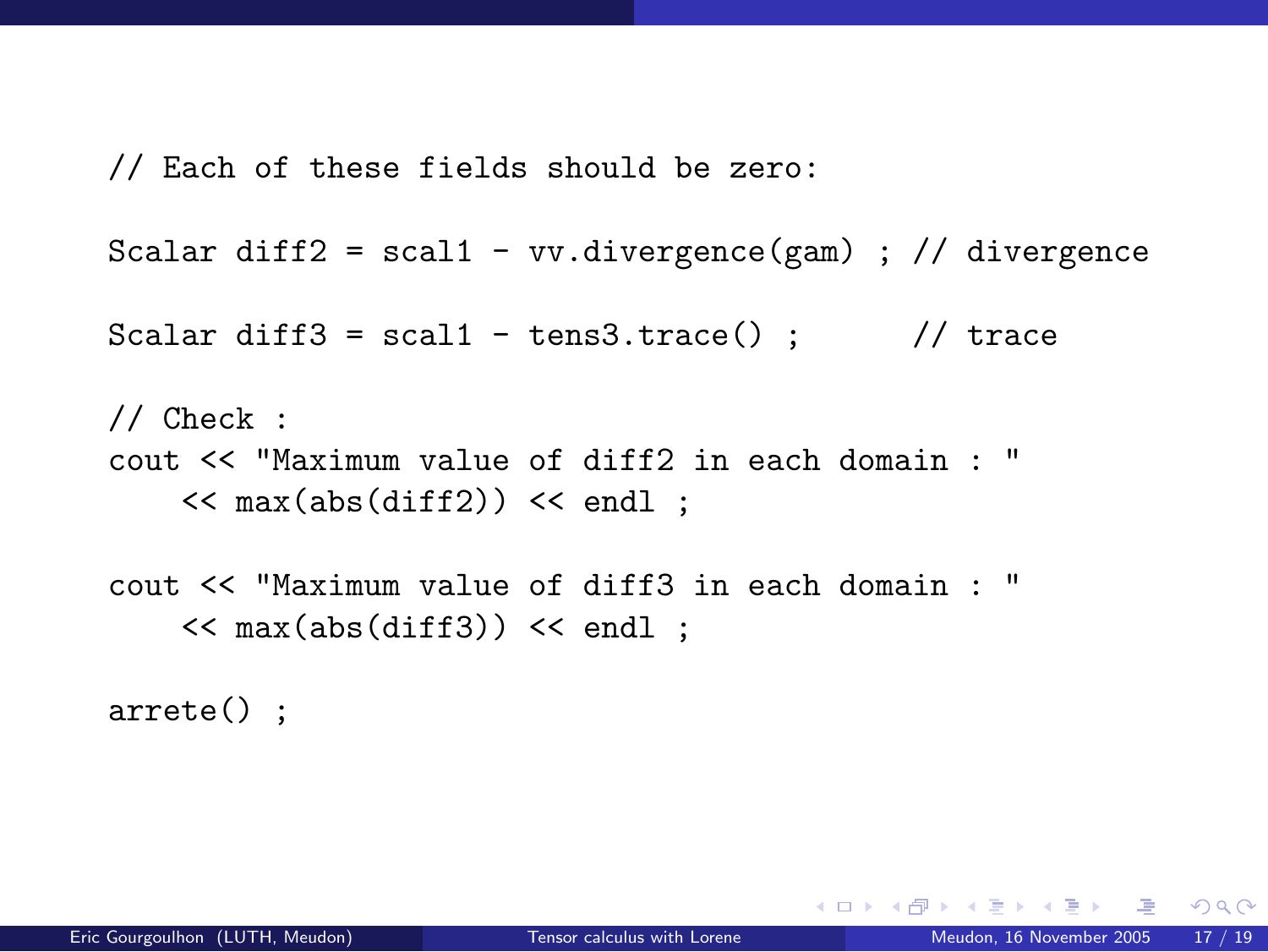```
// Each of these fields should be zero:

Scalar diff2 = scal1 - vv.divergence(gam) ; // divergence

Scalar diff3 = scal1 - tens3.trace() ;      // trace

// Check :
cout << "Maximum value of diff2 in each domain : "
    << max(abs(diff2)) << endl ;

cout << "Maximum value of diff3 in each domain : "
    << max(abs(diff3)) << endl ;

arrete() ;
```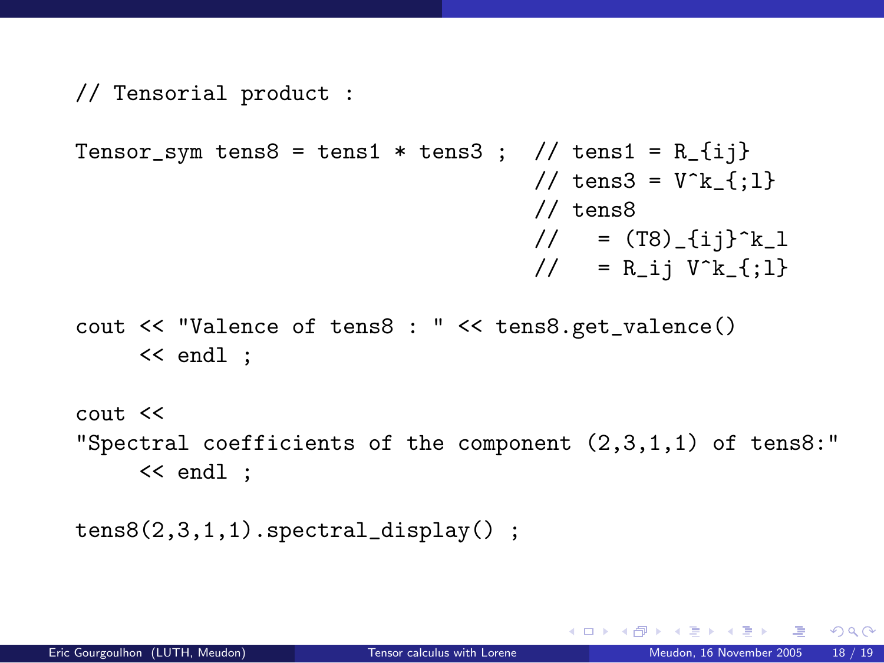```
// Tensorial product :

Tensor_sym tens8 = tens1 * tens3 ;  // tens1 = R_{ij}
                                    // tens3 = V^k_{;l}
                                    // tens8
                                    //   = (T8)_{ij}^k_l
                                    //   = R_ij V^k_{;l}

cout << "Valence of tens8 : " << tens8.get_valence()
     << endl ;

cout <<
"Spectral coefficients of the component (2,3,1,1) of tens8:"
     << endl ;

tens8(2,3,1,1).spectral_display() ;
```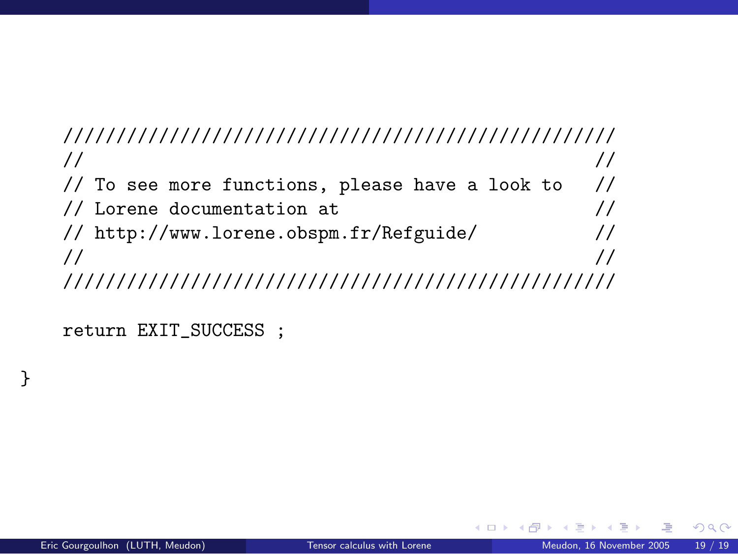```
    //////////////////////////////////////////////////////
    //                                                  //
    // To see more functions, please have a look to    //
    // Lorene documentation at                          //
    // http://www.lorene.obspm.fr/Refguide/             //
    //                                                  //
    //////////////////////////////////////////////////////

    return EXIT_SUCCESS ;

}
```